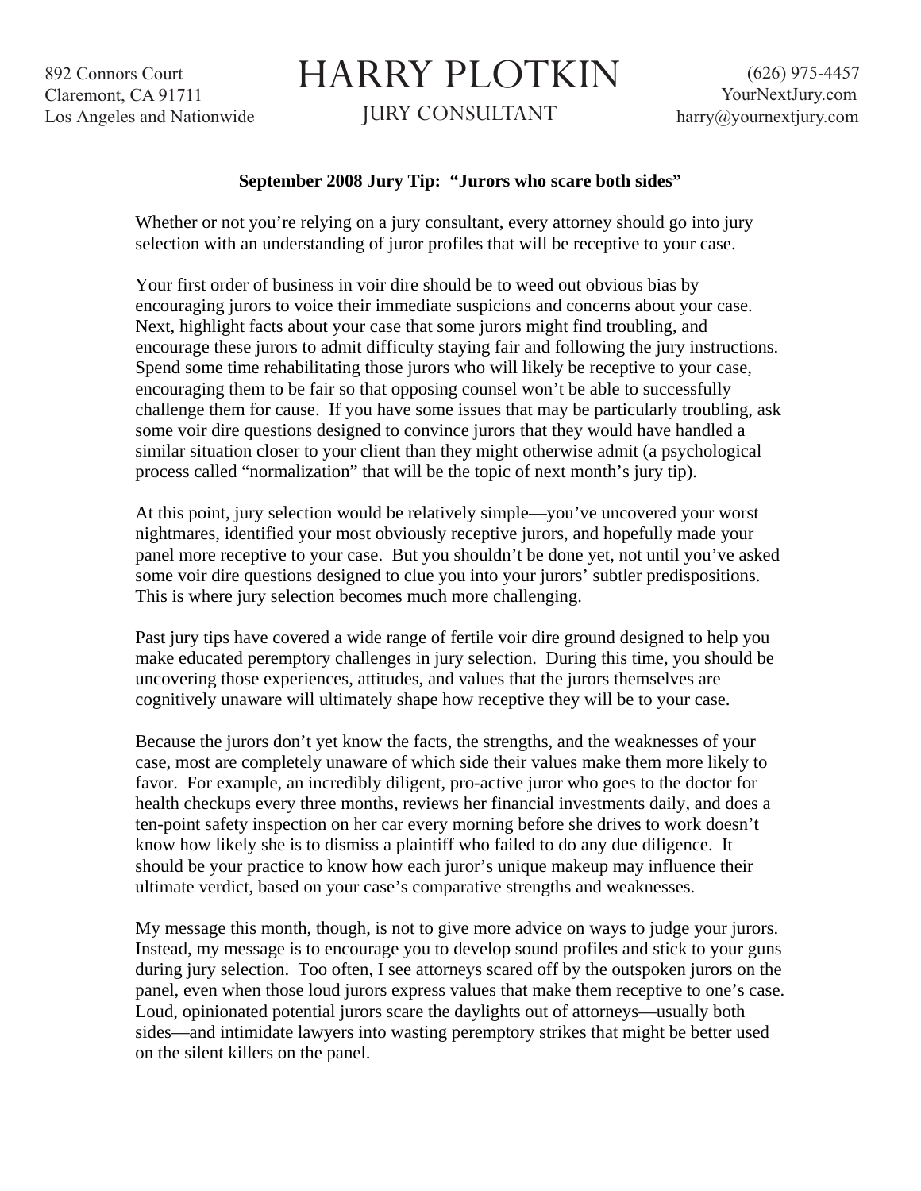892 Connors Court
Claremont, CA 91711
Los Angeles and Nationwide

# HARRY PLOTKIN

JURY CONSULTANT

(626) 975-4457
YourNextJury.com
harry@yournextjury.com

**September 2008 Jury Tip: "Jurors who scare both sides"**

Whether or not you're relying on a jury consultant, every attorney should go into jury selection with an understanding of juror profiles that will be receptive to your case.

Your first order of business in voir dire should be to weed out obvious bias by encouraging jurors to voice their immediate suspicions and concerns about your case. Next, highlight facts about your case that some jurors might find troubling, and encourage these jurors to admit difficulty staying fair and following the jury instructions. Spend some time rehabilitating those jurors who will likely be receptive to your case, encouraging them to be fair so that opposing counsel won't be able to successfully challenge them for cause. If you have some issues that may be particularly troubling, ask some voir dire questions designed to convince jurors that they would have handled a similar situation closer to your client than they might otherwise admit (a psychological process called "normalization" that will be the topic of next month's jury tip).

At this point, jury selection would be relatively simple—you've uncovered your worst nightmares, identified your most obviously receptive jurors, and hopefully made your panel more receptive to your case. But you shouldn't be done yet, not until you've asked some voir dire questions designed to clue you into your jurors' subtler predispositions. This is where jury selection becomes much more challenging.

Past jury tips have covered a wide range of fertile voir dire ground designed to help you make educated peremptory challenges in jury selection. During this time, you should be uncovering those experiences, attitudes, and values that the jurors themselves are cognitively unaware will ultimately shape how receptive they will be to your case.

Because the jurors don't yet know the facts, the strengths, and the weaknesses of your case, most are completely unaware of which side their values make them more likely to favor. For example, an incredibly diligent, pro-active juror who goes to the doctor for health checkups every three months, reviews her financial investments daily, and does a ten-point safety inspection on her car every morning before she drives to work doesn't know how likely she is to dismiss a plaintiff who failed to do any due diligence. It should be your practice to know how each juror's unique makeup may influence their ultimate verdict, based on your case's comparative strengths and weaknesses.

My message this month, though, is not to give more advice on ways to judge your jurors. Instead, my message is to encourage you to develop sound profiles and stick to your guns during jury selection. Too often, I see attorneys scared off by the outspoken jurors on the panel, even when those loud jurors express values that make them receptive to one's case. Loud, opinionated potential jurors scare the daylights out of attorneys—usually both sides—and intimidate lawyers into wasting peremptory strikes that might be better used on the silent killers on the panel.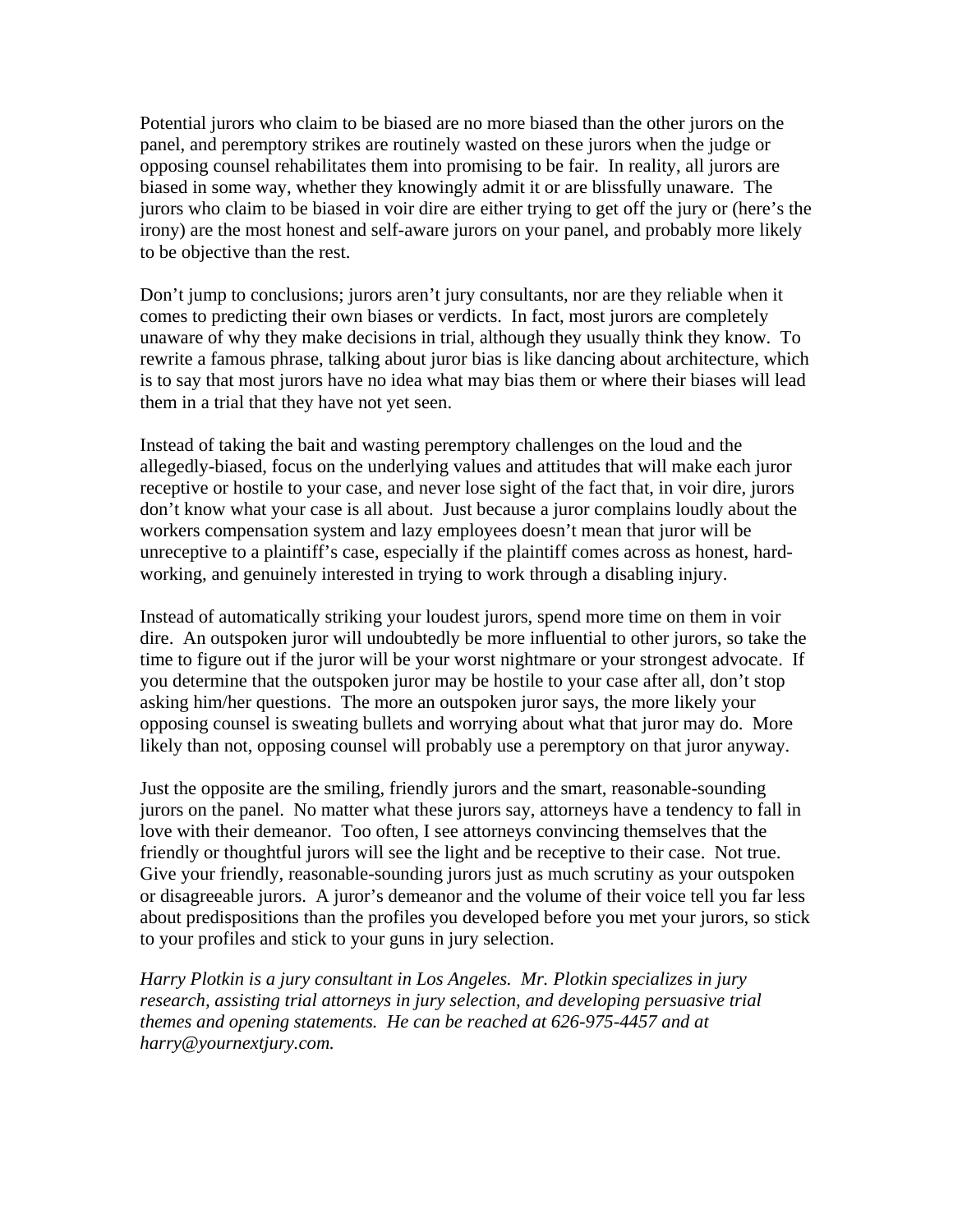Potential jurors who claim to be biased are no more biased than the other jurors on the panel, and peremptory strikes are routinely wasted on these jurors when the judge or opposing counsel rehabilitates them into promising to be fair. In reality, all jurors are biased in some way, whether they knowingly admit it or are blissfully unaware. The jurors who claim to be biased in voir dire are either trying to get off the jury or (here's the irony) are the most honest and self-aware jurors on your panel, and probably more likely to be objective than the rest.

Don't jump to conclusions; jurors aren't jury consultants, nor are they reliable when it comes to predicting their own biases or verdicts. In fact, most jurors are completely unaware of why they make decisions in trial, although they usually think they know. To rewrite a famous phrase, talking about juror bias is like dancing about architecture, which is to say that most jurors have no idea what may bias them or where their biases will lead them in a trial that they have not yet seen.

Instead of taking the bait and wasting peremptory challenges on the loud and the allegedly-biased, focus on the underlying values and attitudes that will make each juror receptive or hostile to your case, and never lose sight of the fact that, in voir dire, jurors don't know what your case is all about. Just because a juror complains loudly about the workers compensation system and lazy employees doesn't mean that juror will be unreceptive to a plaintiff's case, especially if the plaintiff comes across as honest, hard-working, and genuinely interested in trying to work through a disabling injury.

Instead of automatically striking your loudest jurors, spend more time on them in voir dire. An outspoken juror will undoubtedly be more influential to other jurors, so take the time to figure out if the juror will be your worst nightmare or your strongest advocate. If you determine that the outspoken juror may be hostile to your case after all, don't stop asking him/her questions. The more an outspoken juror says, the more likely your opposing counsel is sweating bullets and worrying about what that juror may do. More likely than not, opposing counsel will probably use a peremptory on that juror anyway.

Just the opposite are the smiling, friendly jurors and the smart, reasonable-sounding jurors on the panel. No matter what these jurors say, attorneys have a tendency to fall in love with their demeanor. Too often, I see attorneys convincing themselves that the friendly or thoughtful jurors will see the light and be receptive to their case. Not true. Give your friendly, reasonable-sounding jurors just as much scrutiny as your outspoken or disagreeable jurors. A juror's demeanor and the volume of their voice tell you far less about predispositions than the profiles you developed before you met your jurors, so stick to your profiles and stick to your guns in jury selection.

*Harry Plotkin is a jury consultant in Los Angeles. Mr. Plotkin specializes in jury research, assisting trial attorneys in jury selection, and developing persuasive trial themes and opening statements. He can be reached at 626-975-4457 and at harry@yournextjury.com.*